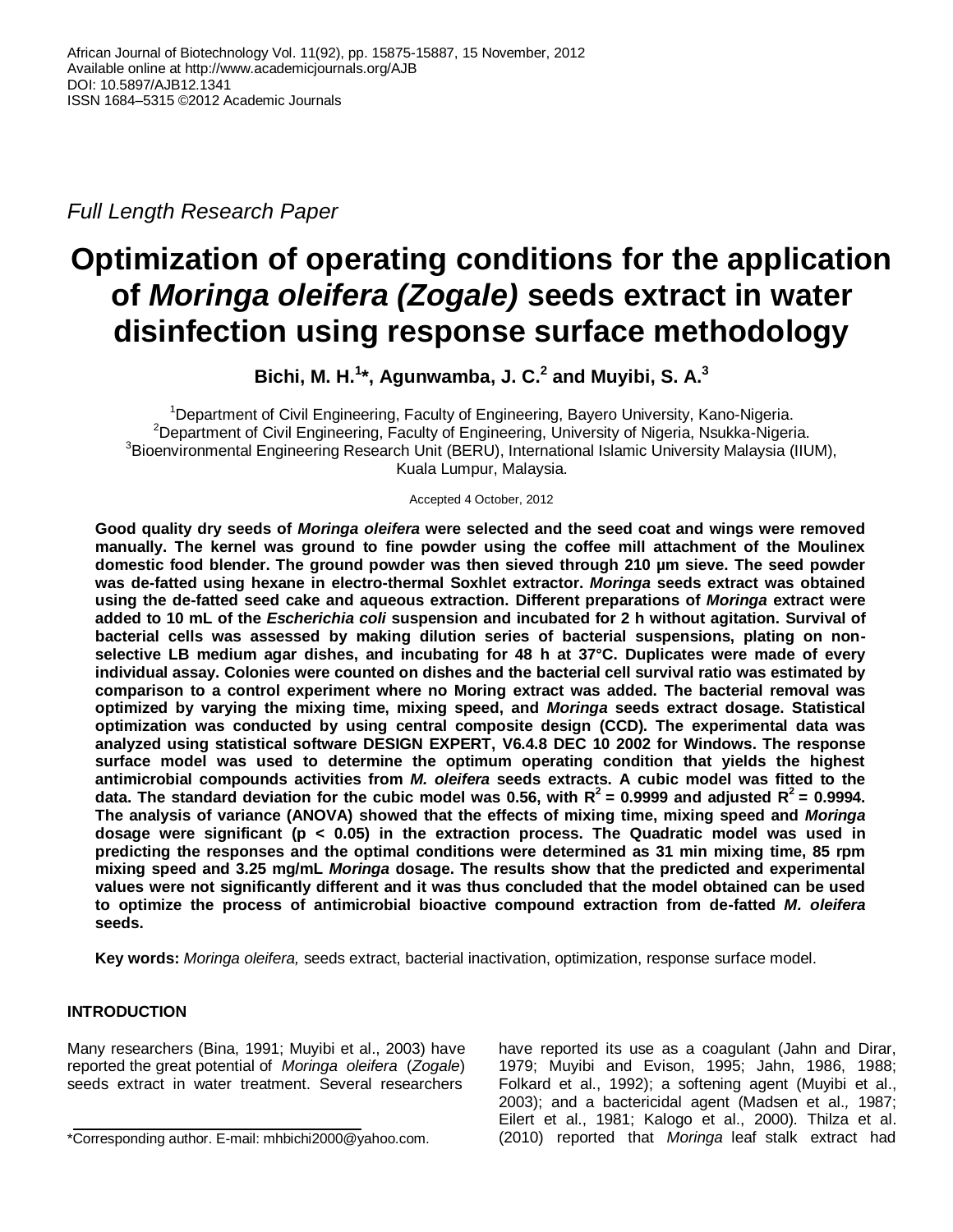African Journal of Biotechnology Vol. 11(92), pp. 15875-15887, 15 November, 2012
Available online at http://www.academicjournals.org/AJB
DOI: 10.5897/AJB12.1341
ISSN 1684–5315 ©2012 Academic Journals

*Full Length Research Paper*

# Optimization of operating conditions for the application of *Moringa oleifera (Zogale)* seeds extract in water disinfection using response surface methodology

**Bichi, M. H.[1]*, Agunwamba, J. C.[2] and Muyibi, S. A.[3]**

[1]Department of Civil Engineering, Faculty of Engineering, Bayero University, Kano-Nigeria.
[2]Department of Civil Engineering, Faculty of Engineering, University of Nigeria, Nsukka-Nigeria.
[3]Bioenvironmental Engineering Research Unit (BERU), International Islamic University Malaysia (IIUM), Kuala Lumpur, Malaysia.

Accepted 4 October, 2012

**Good quality dry seeds of *Moringa oleifera* were selected and the seed coat and wings were removed manually. The kernel was ground to fine powder using the coffee mill attachment of the Moulinex domestic food blender. The ground powder was then sieved through 210 μm sieve. The seed powder was de-fatted using hexane in electro-thermal Soxhlet extractor. *Moringa* seeds extract was obtained using the de-fatted seed cake and aqueous extraction. Different preparations of *Moringa* extract were added to 10 mL of the *Escherichia coli* suspension and incubated for 2 h without agitation. Survival of bacterial cells was assessed by making dilution series of bacterial suspensions, plating on non-selective LB medium agar dishes, and incubating for 48 h at 37°C. Duplicates were made of every individual assay. Colonies were counted on dishes and the bacterial cell survival ratio was estimated by comparison to a control experiment where no Moring extract was added. The bacterial removal was optimized by varying the mixing time, mixing speed, and *Moringa* seeds extract dosage. Statistical optimization was conducted by using central composite design (CCD). The experimental data was analyzed using statistical software DESIGN EXPERT, V6.4.8 DEC 10 2002 for Windows. The response surface model was used to determine the optimum operating condition that yields the highest antimicrobial compounds activities from *M. oleifera* seeds extracts. A cubic model was fitted to the data. The standard deviation for the cubic model was 0.56, with $R^2$ = 0.9999 and adjusted $R^2$ = 0.9994. The analysis of variance (ANOVA) showed that the effects of mixing time, mixing speed and *Moringa* dosage were significant ($p < 0.05$) in the extraction process. The Quadratic model was used in predicting the responses and the optimal conditions were determined as 31 min mixing time, 85 rpm mixing speed and 3.25 mg/mL *Moringa* dosage. The results show that the predicted and experimental values were not significantly different and it was thus concluded that the model obtained can be used to optimize the process of antimicrobial bioactive compound extraction from de-fatted *M. oleifera* seeds.**

**Key words:** *Moringa oleifera,* seeds extract, bacterial inactivation, optimization, response surface model.

## INTRODUCTION

Many researchers (Bina, 1991; Muyibi et al., 2003) have reported the great potential of *Moringa oleifera* (*Zogale*) seeds extract in water treatment. Several researchers have reported its use as a coagulant (Jahn and Dirar, 1979; Muyibi and Evison, 1995; Jahn, 1986, 1988; Folkard et al., 1992); a softening agent (Muyibi et al., 2003); and a bactericidal agent (Madsen et al., 1987; Eilert et al., 1981; Kalogo et al., 2000). Thilza et al. (2010) reported that *Moringa* leaf stalk extract had

*Corresponding author. E-mail: mhbichi2000@yahoo.com.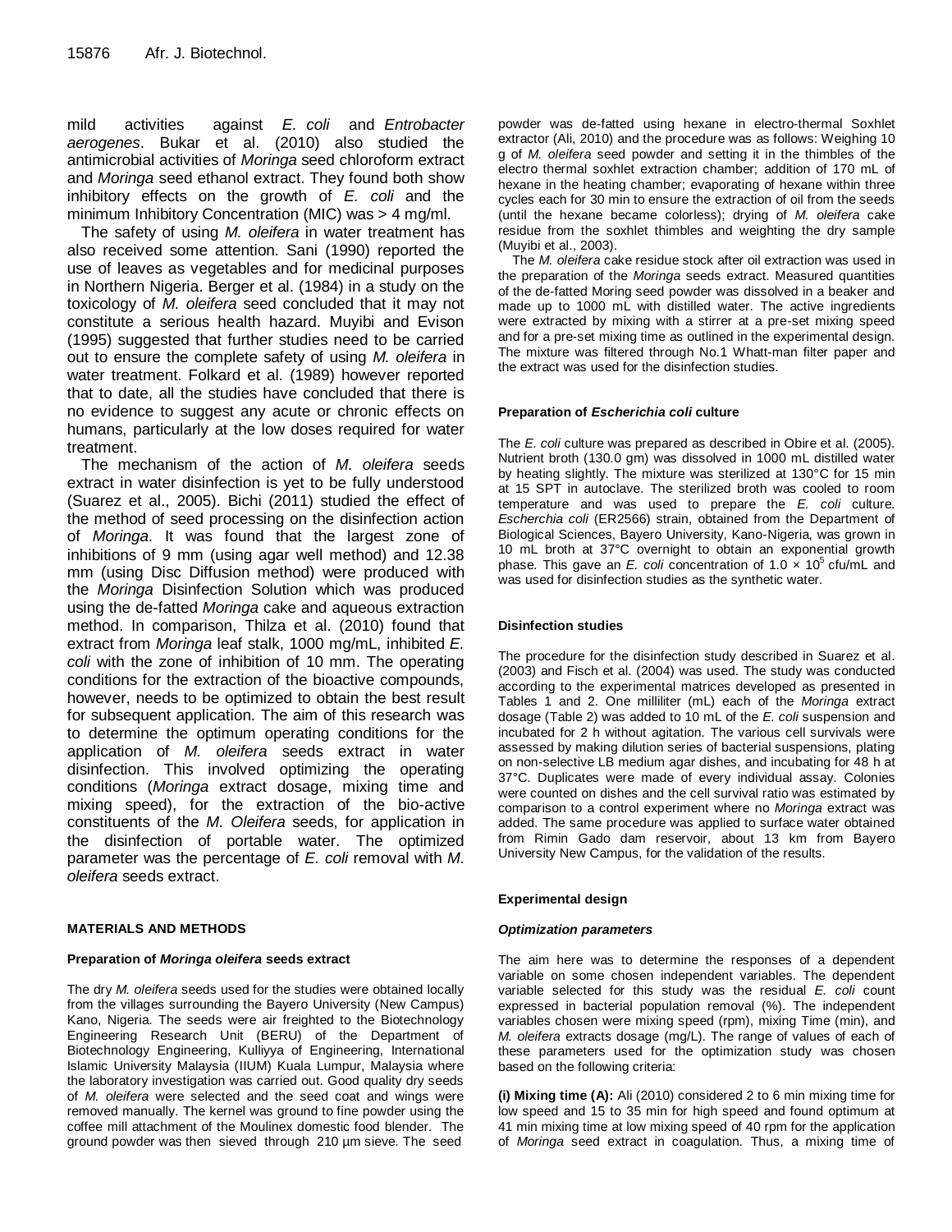mild activities against *E. coli* and *Entrobacter aerogenes*. Bukar et al. (2010) also studied the antimicrobial activities of *Moringa* seed chloroform extract and *Moringa* seed ethanol extract. They found both show inhibitory effects on the growth of *E. coli* and the minimum Inhibitory Concentration (MIC) was > 4 mg/ml.

The safety of using *M. oleifera* in water treatment has also received some attention. Sani (1990) reported the use of leaves as vegetables and for medicinal purposes in Northern Nigeria. Berger et al. (1984) in a study on the toxicology of *M. oleifera* seed concluded that it may not constitute a serious health hazard. Muyibi and Evison (1995) suggested that further studies need to be carried out to ensure the complete safety of using *M. oleifera* in water treatment. Folkard et al. (1989) however reported that to date, all the studies have concluded that there is no evidence to suggest any acute or chronic effects on humans, particularly at the low doses required for water treatment.

The mechanism of the action of *M. oleifera* seeds extract in water disinfection is yet to be fully understood (Suarez et al., 2005). Bichi (2011) studied the effect of the method of seed processing on the disinfection action of *Moringa*. It was found that the largest zone of inhibitions of 9 mm (using agar well method) and 12.38 mm (using Disc Diffusion method) were produced with the *Moringa* Disinfection Solution which was produced using the de-fatted *Moringa* cake and aqueous extraction method. In comparison, Thilza et al. (2010) found that extract from *Moringa* leaf stalk, 1000 mg/mL, inhibited *E. coli* with the zone of inhibition of 10 mm. The operating conditions for the extraction of the bioactive compounds, however, needs to be optimized to obtain the best result for subsequent application. The aim of this research was to determine the optimum operating conditions for the application of *M. oleifera* seeds extract in water disinfection. This involved optimizing the operating conditions (*Moringa* extract dosage, mixing time and mixing speed), for the extraction of the bio-active constituents of the *M. Oleifera* seeds, for application in the disinfection of portable water. The optimized parameter was the percentage of *E. coli* removal with *M. oleifera* seeds extract.

## MATERIALS AND METHODS

### Preparation of *Moringa oleifera* seeds extract

The dry *M. oleifera* seeds used for the studies were obtained locally from the villages surrounding the Bayero University (New Campus) Kano, Nigeria. The seeds were air freighted to the Biotechnology Engineering Research Unit (BERU) of the Department of Biotechnology Engineering, Kulliyya of Engineering, International Islamic University Malaysia (IIUM) Kuala Lumpur, Malaysia where the laboratory investigation was carried out. Good quality dry seeds of *M. oleifera* were selected and the seed coat and wings were removed manually. The kernel was ground to fine powder using the coffee mill attachment of the Moulinex domestic food blender. The ground powder was then sieved through 210 µm sieve. The seed powder was de-fatted using hexane in electro-thermal Soxhlet extractor (Ali, 2010) and the procedure was as follows: Weighing 10 g of *M. oleifera* seed powder and setting it in the thimbles of the electro thermal soxhlet extraction chamber; addition of 170 mL of hexane in the heating chamber; evaporating of hexane within three cycles each for 30 min to ensure the extraction of oil from the seeds (until the hexane became colorless); drying of *M. oleifera* cake residue from the soxhlet thimbles and weighting the dry sample (Muyibi et al., 2003).

The *M. oleifera* cake residue stock after oil extraction was used in the preparation of the *Moringa* seeds extract. Measured quantities of the de-fatted Moring seed powder was dissolved in a beaker and made up to 1000 mL with distilled water. The active ingredients were extracted by mixing with a stirrer at a pre-set mixing speed and for a pre-set mixing time as outlined in the experimental design. The mixture was filtered through No.1 Whatt-man filter paper and the extract was used for the disinfection studies.

### Preparation of *Escherichia coli* culture

The *E. coli* culture was prepared as described in Obire et al. (2005). Nutrient broth (130.0 gm) was dissolved in 1000 mL distilled water by heating slightly. The mixture was sterilized at 130°C for 15 min at 15 SPT in autoclave. The sterilized broth was cooled to room temperature and was used to prepare the *E. coli* culture. *Escherchia coli* (ER2566) strain, obtained from the Department of Biological Sciences, Bayero University, Kano-Nigeria, was grown in 10 mL broth at 37°C overnight to obtain an exponential growth phase. This gave an *E. coli* concentration of $1.0 \times 10^5$ cfu/mL and was used for disinfection studies as the synthetic water.

### Disinfection studies

The procedure for the disinfection study described in Suarez et al. (2003) and Fisch et al. (2004) was used. The study was conducted according to the experimental matrices developed as presented in Tables 1 and 2. One milliliter (mL) each of the *Moringa* extract dosage (Table 2) was added to 10 mL of the *E. coli* suspension and incubated for 2 h without agitation. The various cell survivals were assessed by making dilution series of bacterial suspensions, plating on non-selective LB medium agar dishes, and incubating for 48 h at 37°C. Duplicates were made of every individual assay. Colonies were counted on dishes and the cell survival ratio was estimated by comparison to a control experiment where no *Moringa* extract was added. The same procedure was applied to surface water obtained from Rimin Gado dam reservoir, about 13 km from Bayero University New Campus, for the validation of the results.

### Experimental design

#### *Optimization parameters*

The aim here was to determine the responses of a dependent variable on some chosen independent variables. The dependent variable selected for this study was the residual *E. coli* count expressed in bacterial population removal (%). The independent variables chosen were mixing speed (rpm), mixing Time (min), and *M. oleifera* extracts dosage (mg/L). The range of values of each of these parameters used for the optimization study was chosen based on the following criteria:

**(i) Mixing time (A):** Ali (2010) considered 2 to 6 min mixing time for low speed and 15 to 35 min for high speed and found optimum at 41 min mixing time at low mixing speed of 40 rpm for the application of *Moringa* seed extract in coagulation. Thus, a mixing time of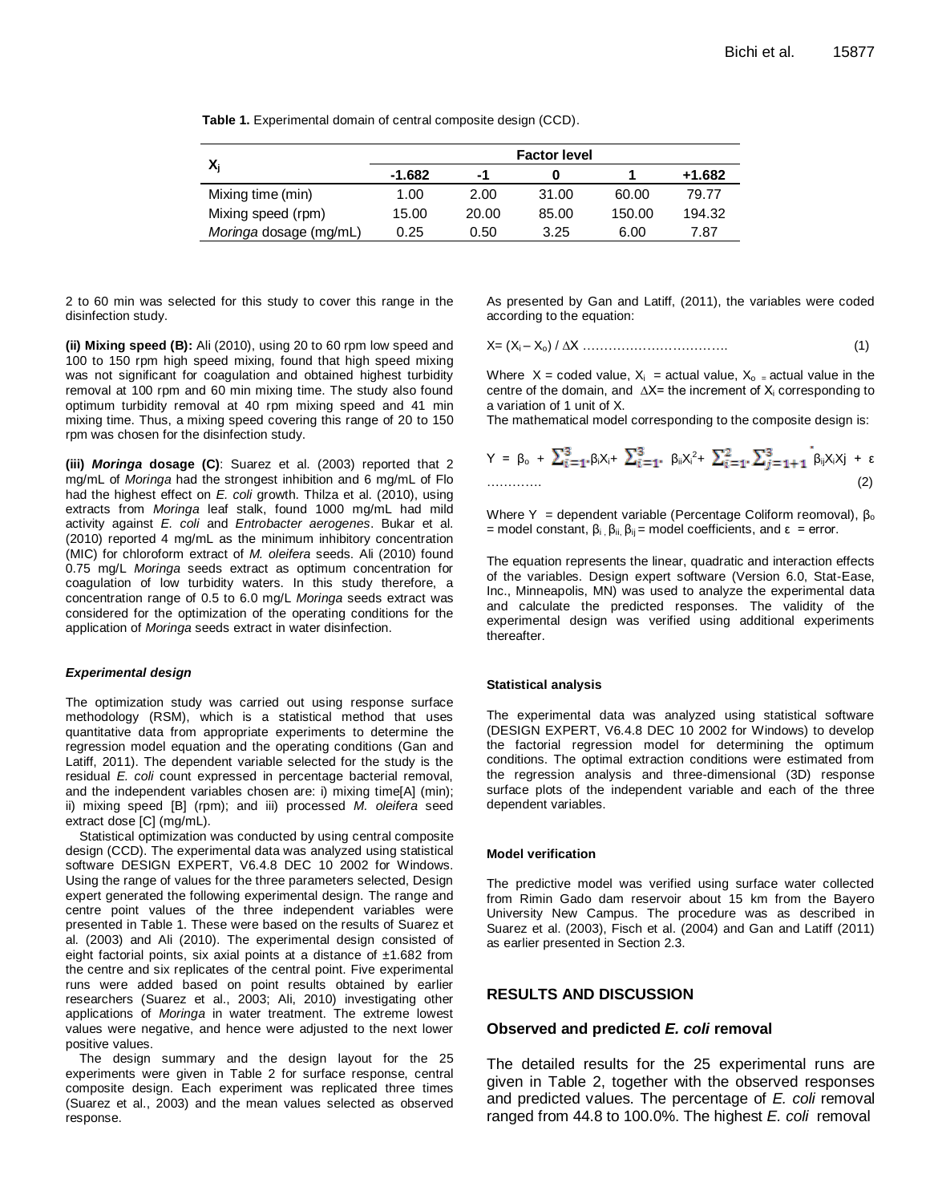**Table 1.** Experimental domain of central composite design (CCD).

| $X_j$ | Factor level | | | | |
|---|---|---|---|---|---|
| | -1.682 | -1 | 0 | 1 | +1.682 |
| Mixing time (min) | 1.00 | 2.00 | 31.00 | 60.00 | 79.77 |
| Mixing speed (rpm) | 15.00 | 20.00 | 85.00 | 150.00 | 194.32 |
| *Moringa* dosage (mg/mL) | 0.25 | 0.50 | 3.25 | 6.00 | 7.87 |

2 to 60 min was selected for this study to cover this range in the disinfection study.

**(ii) Mixing speed (B):** Ali (2010), using 20 to 60 rpm low speed and 100 to 150 rpm high speed mixing, found that high speed mixing was not significant for coagulation and obtained highest turbidity removal at 100 rpm and 60 min mixing time. The study also found optimum turbidity removal at 40 rpm mixing speed and 41 min mixing time. Thus, a mixing speed covering this range of 20 to 150 rpm was chosen for the disinfection study.

**(iii) *Moringa* dosage (C)**: Suarez et al. (2003) reported that 2 mg/mL of *Moringa* had the strongest inhibition and 6 mg/mL of Flo had the highest effect on *E. coli* growth. Thilza et al. (2010), using extracts from *Moringa* leaf stalk, found 1000 mg/mL had mild activity against *E. coli* and *Entrobacter aerogenes*. Bukar et al. (2010) reported 4 mg/mL as the minimum inhibitory concentration (MIC) for chloroform extract of *M. oleifera* seeds. Ali (2010) found 0.75 mg/L *Moringa* seeds extract as optimum concentration for coagulation of low turbidity waters. In this study therefore, a concentration range of 0.5 to 6.0 mg/L *Moringa* seeds extract was considered for the optimization of the operating conditions for the application of *Moringa* seeds extract in water disinfection.

#### *Experimental design*

The optimization study was carried out using response surface methodology (RSM), which is a statistical method that uses quantitative data from appropriate experiments to determine the regression model equation and the operating conditions (Gan and Latiff, 2011). The dependent variable selected for the study is the residual *E. coli* count expressed in percentage bacterial removal, and the independent variables chosen are: i) mixing time[A] (min); ii) mixing speed [B] (rpm); and iii) processed *M. oleifera* seed extract dose [C] (mg/mL).

Statistical optimization was conducted by using central composite design (CCD). The experimental data was analyzed using statistical software DESIGN EXPERT, V6.4.8 DEC 10 2002 for Windows. Using the range of values for the three parameters selected, Design expert generated the following experimental design. The range and centre point values of the three independent variables were presented in Table 1. These were based on the results of Suarez et al. (2003) and Ali (2010). The experimental design consisted of eight factorial points, six axial points at a distance of ±1.682 from the centre and six replicates of the central point. Five experimental runs were added based on point results obtained by earlier researchers (Suarez et al., 2003; Ali, 2010) investigating other applications of *Moringa* in water treatment. The extreme lowest values were negative, and hence were adjusted to the next lower positive values.

The design summary and the design layout for the 25 experiments were given in Table 2 for surface response, central composite design. Each experiment was replicated three times (Suarez et al., 2003) and the mean values selected as observed response.

As presented by Gan and Latiff, (2011), the variables were coded according to the equation:

$$X = (X_i - X_o) / \Delta X \quad \text{(1)}$$

Where $X$ = coded value, $X_i$ = actual value, $X_o$ = actual value in the centre of the domain, and $\Delta X$= the increment of $X_i$ corresponding to a variation of 1 unit of X.

The mathematical model corresponding to the composite design is:

$$Y = \beta_o + \sum_{i=1}^{3}\beta_i X_i + \sum_{i=1}^{3}\beta_{ii} X_i^2 + \sum_{i=1}^{2}\sum_{j=i+1}^{3}\beta_{ij} X_i X_j + \varepsilon \quad \text{(2)}$$

Where Y = dependent variable (Percentage Coliform reomoval), $\beta_o$ = model constant, $\beta_i$, $\beta_{ii}$, $\beta_{ij}$ = model coefficients, and $\varepsilon$ = error.

The equation represents the linear, quadratic and interaction effects of the variables. Design expert software (Version 6.0, Stat-Ease, Inc., Minneapolis, MN) was used to analyze the experimental data and calculate the predicted responses. The validity of the experimental design was verified using additional experiments thereafter.

#### Statistical analysis

The experimental data was analyzed using statistical software (DESIGN EXPERT, V6.4.8 DEC 10 2002 for Windows) to develop the factorial regression model for determining the optimum conditions. The optimal extraction conditions were estimated from the regression analysis and three-dimensional (3D) response surface plots of the independent variable and each of the three dependent variables.

#### Model verification

The predictive model was verified using surface water collected from Rimin Gado dam reservoir about 15 km from the Bayero University New Campus. The procedure was as described in Suarez et al. (2003), Fisch et al. (2004) and Gan and Latiff (2011) as earlier presented in Section 2.3.

## RESULTS AND DISCUSSION

### Observed and predicted *E. coli* removal

The detailed results for the 25 experimental runs are given in Table 2, together with the observed responses and predicted values. The percentage of *E. coli* removal ranged from 44.8 to 100.0%. The highest *E. coli* removal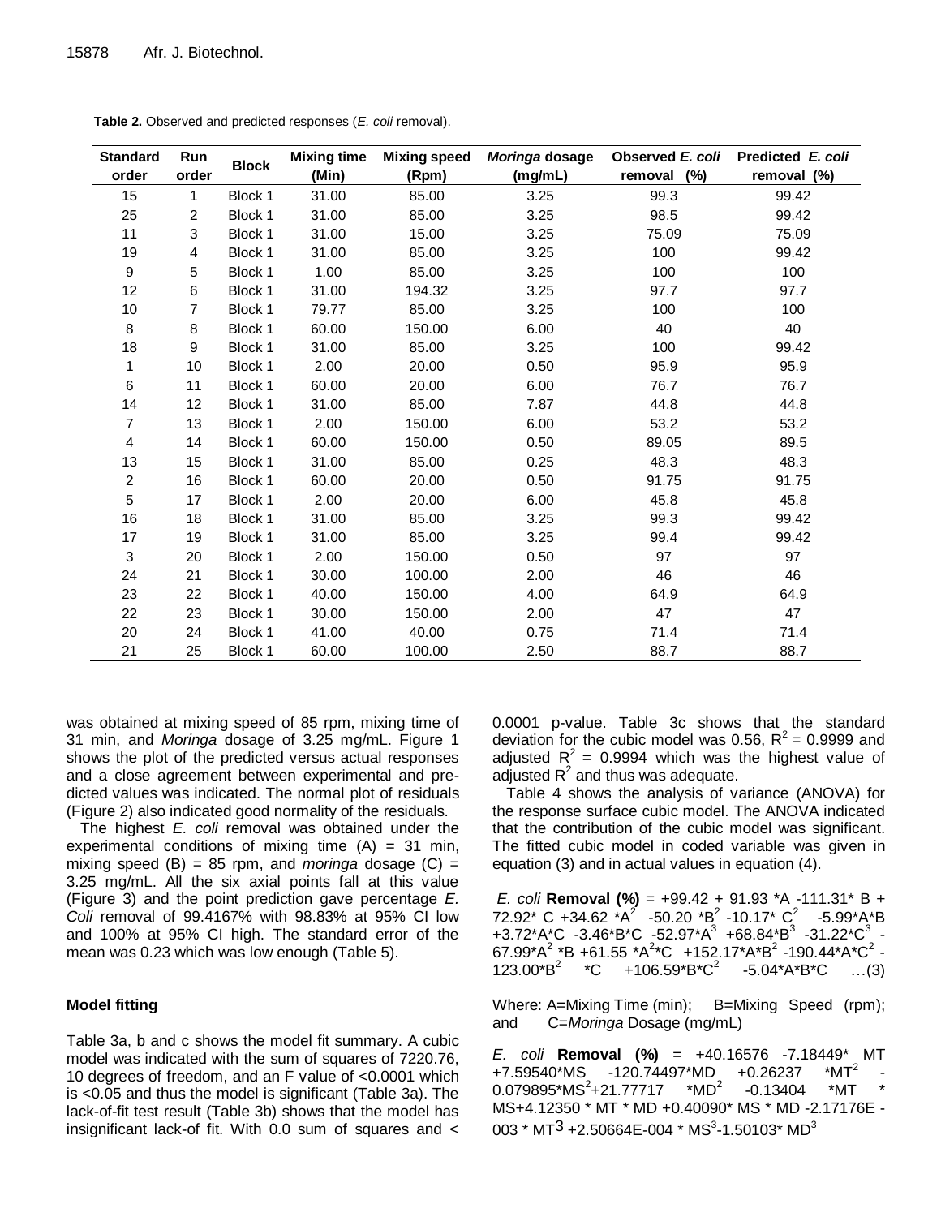**Table 2.** Observed and predicted responses (*E. coli* removal).

| Standard order | Run order | Block | Mixing time (Min) | Mixing speed (Rpm) | *Moringa* dosage (mg/mL) | Observed *E. coli* removal (%) | Predicted *E. coli* removal (%) |
|---|---|---|---|---|---|---|---|
| 15 | 1 | Block 1 | 31.00 | 85.00 | 3.25 | 99.3 | 99.42 |
| 25 | 2 | Block 1 | 31.00 | 85.00 | 3.25 | 98.5 | 99.42 |
| 11 | 3 | Block 1 | 31.00 | 15.00 | 3.25 | 75.09 | 75.09 |
| 19 | 4 | Block 1 | 31.00 | 85.00 | 3.25 | 100 | 99.42 |
| 9 | 5 | Block 1 | 1.00 | 85.00 | 3.25 | 100 | 100 |
| 12 | 6 | Block 1 | 31.00 | 194.32 | 3.25 | 97.7 | 97.7 |
| 10 | 7 | Block 1 | 79.77 | 85.00 | 3.25 | 100 | 100 |
| 8 | 8 | Block 1 | 60.00 | 150.00 | 6.00 | 40 | 40 |
| 18 | 9 | Block 1 | 31.00 | 85.00 | 3.25 | 100 | 99.42 |
| 1 | 10 | Block 1 | 2.00 | 20.00 | 0.50 | 95.9 | 95.9 |
| 6 | 11 | Block 1 | 60.00 | 20.00 | 6.00 | 76.7 | 76.7 |
| 14 | 12 | Block 1 | 31.00 | 85.00 | 7.87 | 44.8 | 44.8 |
| 7 | 13 | Block 1 | 2.00 | 150.00 | 6.00 | 53.2 | 53.2 |
| 4 | 14 | Block 1 | 60.00 | 150.00 | 0.50 | 89.05 | 89.5 |
| 13 | 15 | Block 1 | 31.00 | 85.00 | 0.25 | 48.3 | 48.3 |
| 2 | 16 | Block 1 | 60.00 | 20.00 | 0.50 | 91.75 | 91.75 |
| 5 | 17 | Block 1 | 2.00 | 20.00 | 6.00 | 45.8 | 45.8 |
| 16 | 18 | Block 1 | 31.00 | 85.00 | 3.25 | 99.3 | 99.42 |
| 17 | 19 | Block 1 | 31.00 | 85.00 | 3.25 | 99.4 | 99.42 |
| 3 | 20 | Block 1 | 2.00 | 150.00 | 0.50 | 97 | 97 |
| 24 | 21 | Block 1 | 30.00 | 100.00 | 2.00 | 46 | 46 |
| 23 | 22 | Block 1 | 40.00 | 150.00 | 4.00 | 64.9 | 64.9 |
| 22 | 23 | Block 1 | 30.00 | 150.00 | 2.00 | 47 | 47 |
| 20 | 24 | Block 1 | 41.00 | 40.00 | 0.75 | 71.4 | 71.4 |
| 21 | 25 | Block 1 | 60.00 | 100.00 | 2.50 | 88.7 | 88.7 |

was obtained at mixing speed of 85 rpm, mixing time of 31 min, and *Moringa* dosage of 3.25 mg/mL. Figure 1 shows the plot of the predicted versus actual responses and a close agreement between experimental and predicted values was indicated. The normal plot of residuals (Figure 2) also indicated good normality of the residuals.

The highest *E. coli* removal was obtained under the experimental conditions of mixing time (A) = 31 min, mixing speed (B) = 85 rpm, and *moringa* dosage (C) = 3.25 mg/mL. All the six axial points fall at this value (Figure 3) and the point prediction gave percentage *E. Coli* removal of 99.4167% with 98.83% at 95% CI low and 100% at 95% CI high. The standard error of the mean was 0.23 which was low enough (Table 5).

## Model fitting

Table 3a, b and c shows the model fit summary. A cubic model was indicated with the sum of squares of 7220.76, 10 degrees of freedom, and an F value of <0.0001 which is <0.05 and thus the model is significant (Table 3a). The lack-of-fit test result (Table 3b) shows that the model has insignificant lack-of fit. With 0.0 sum of squares and < 0.0001 p-value. Table 3c shows that the standard deviation for the cubic model was 0.56, $R^2$ = 0.9999 and adjusted $R^2$ = 0.9994 which was the highest value of adjusted $R^2$ and thus was adequate.

Table 4 shows the analysis of variance (ANOVA) for the response surface cubic model. The ANOVA indicated that the contribution of the cubic model was significant. The fitted cubic model in coded variable was given in equation (3) and in actual values in equation (4).

*E. coli* **Removal (%)** $= +99.42 + 91.93 A - 111.31 B + 72.92 C + 34.62 A^2 - 50.20 B^2 - 10.17 C^2 - 5.99 AB + 3.72 AC - 3.46 BC - 52.97 A^3 + 68.84 B^3 - 31.22 C^3 - 67.99 A^2 B + 61.55 A^2 C + 152.17 AB^2 - 190.44 AC^2 - 123.00 B^2 C + 106.59 BC^2 - 5.04 ABC$ …(3)

Where: A=Mixing Time (min); B=Mixing Speed (rpm); and C=*Moringa* Dosage (mg/mL)

*E. coli* **Removal (%)** $= +40.16576 - 7.18449 \cdot MT + 7.59540 \cdot MS - 120.74497 \cdot MD + 0.26237 \cdot MT^2 - 0.079895 \cdot MS^2 + 21.77717 \cdot MD^2 - 0.13404 \cdot MT \cdot MS + 4.12350 \cdot MT \cdot MD + 0.40090 \cdot MS \cdot MD - 2.17176E{-}003 \cdot MT^3 + 2.50664E{-}004 \cdot MS^3 - 1.50103 \cdot MD^3$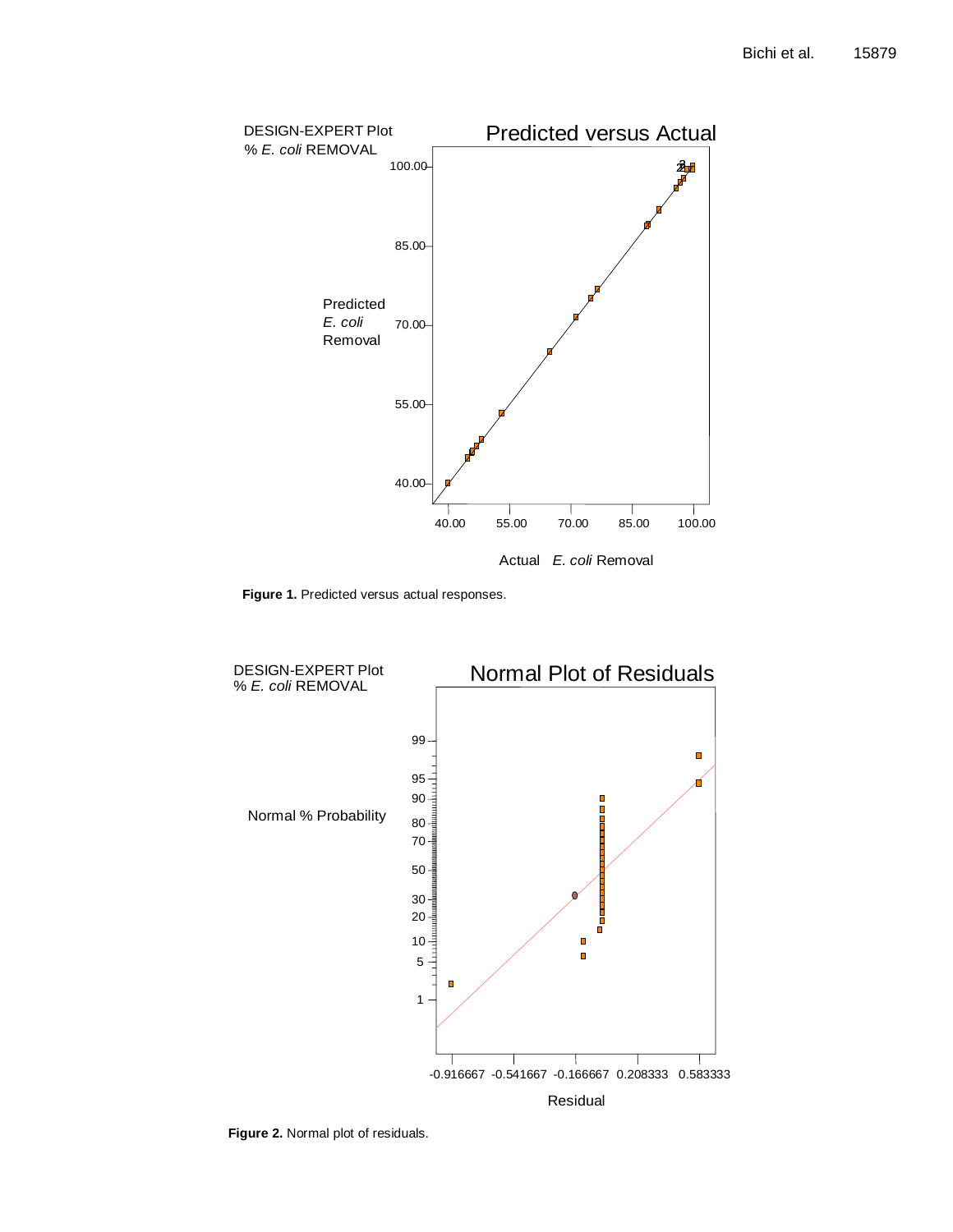DESIGN-EXPERT Plot
% *E. coli* REMOVAL

Predicted versus Actual

Predicted *E. coli* Removal

Actual *E. coli* Removal

**Figure 1.** Predicted versus actual responses.

DESIGN-EXPERT Plot
% *E. coli* REMOVAL

Normal Plot of Residuals

Normal % Probability

Residual

**Figure 2.** Normal plot of residuals.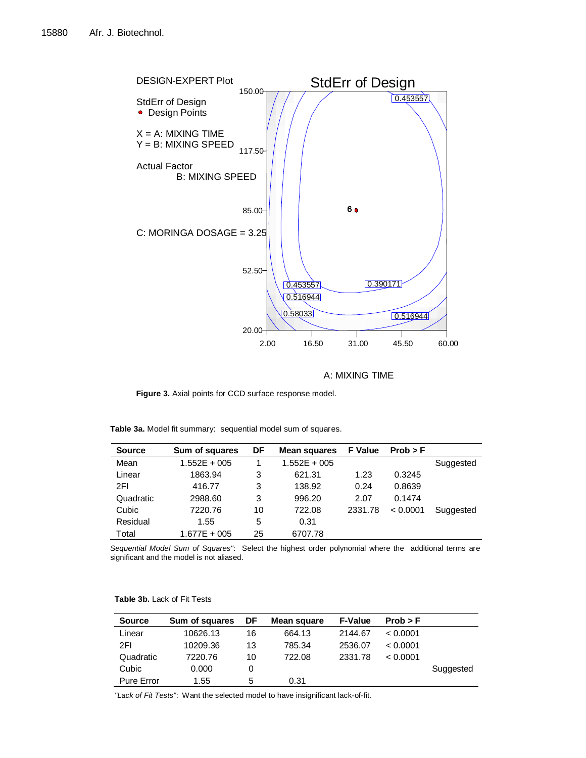Figure 3. Axial points for CCD surface response model.

**Table 3a.** Model fit summary: sequential model sum of squares.

| Source | Sum of squares | DF | Mean squares | F Value | Prob > F | |
|---|---|---|---|---|---|---|
| Mean | 1.552E + 005 | 1 | 1.552E + 005 | | | Suggested |
| Linear | 1863.94 | 3 | 621.31 | 1.23 | 0.3245 | |
| 2FI | 416.77 | 3 | 138.92 | 0.24 | 0.8639 | |
| Quadratic | 2988.60 | 3 | 996.20 | 2.07 | 0.1474 | |
| Cubic | 7220.76 | 10 | 722.08 | 2331.78 | < 0.0001 | Suggested |
| Residual | 1.55 | 5 | 0.31 | | | |
| Total | 1.677E + 005 | 25 | 6707.78 | | | |

*Sequential Model Sum of Squares"*: Select the highest order polynomial where the additional terms are significant and the model is not aliased.

**Table 3b.** Lack of Fit Tests

| Source | Sum of squares | DF | Mean square | F-Value | Prob > F | |
|---|---|---|---|---|---|---|
| Linear | 10626.13 | 16 | 664.13 | 2144.67 | < 0.0001 | |
| 2FI | 10209.36 | 13 | 785.34 | 2536.07 | < 0.0001 | |
| Quadratic | 7220.76 | 10 | 722.08 | 2331.78 | < 0.0001 | |
| Cubic | 0.000 | 0 | | | | Suggested |
| Pure Error | 1.55 | 5 | 0.31 | | | |

*"Lack of Fit Tests"*: Want the selected model to have insignificant lack-of-fit.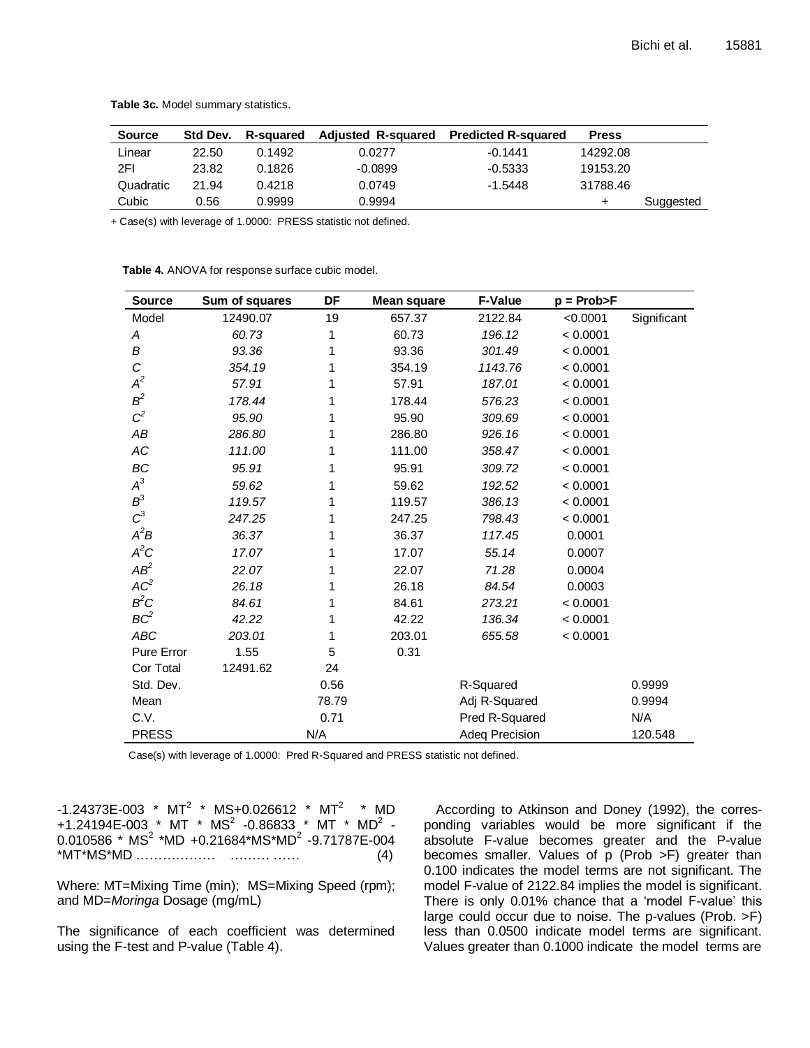**Table 3c.** Model summary statistics.

| Source | Std Dev. | R-squared | Adjusted R-squared | Predicted R-squared | Press | |
|---|---|---|---|---|---|---|
| Linear | 22.50 | 0.1492 | 0.0277 | -0.1441 | 14292.08 | |
| 2FI | 23.82 | 0.1826 | -0.0899 | -0.5333 | 19153.20 | |
| Quadratic | 21.94 | 0.4218 | 0.0749 | -1.5448 | 31788.46 | |
| Cubic | 0.56 | 0.9999 | 0.9994 | | + | Suggested |

+ Case(s) with leverage of 1.0000: PRESS statistic not defined.

**Table 4.** ANOVA for response surface cubic model.

| Source | Sum of squares | DF | Mean square | F-Value | p = Prob>F | |
|---|---|---|---|---|---|---|
| Model | 12490.07 | 19 | 657.37 | 2122.84 | <0.0001 | Significant |
| *A* | *60.73* | 1 | 60.73 | *196.12* | < 0.0001 | |
| *B* | *93.36* | 1 | 93.36 | *301.49* | < 0.0001 | |
| *C* | *354.19* | 1 | 354.19 | *1143.76* | < 0.0001 | |
| $A^2$ | *57.91* | 1 | 57.91 | *187.01* | < 0.0001 | |
| $B^2$ | *178.44* | 1 | 178.44 | *576.23* | < 0.0001 | |
| $C^2$ | *95.90* | 1 | 95.90 | *309.69* | < 0.0001 | |
| *AB* | *286.80* | 1 | 286.80 | *926.16* | < 0.0001 | |
| *AC* | *111.00* | 1 | 111.00 | *358.47* | < 0.0001 | |
| *BC* | *95.91* | 1 | 95.91 | *309.72* | < 0.0001 | |
| $A^3$ | *59.62* | 1 | 59.62 | *192.52* | < 0.0001 | |
| $B^3$ | *119.57* | 1 | 119.57 | *386.13* | < 0.0001 | |
| $C^3$ | *247.25* | 1 | 247.25 | *798.43* | < 0.0001 | |
| $A^2B$ | *36.37* | 1 | 36.37 | *117.45* | 0.0001 | |
| $A^2C$ | *17.07* | 1 | 17.07 | *55.14* | 0.0007 | |
| $AB^2$ | *22.07* | 1 | 22.07 | *71.28* | 0.0004 | |
| $AC^2$ | *26.18* | 1 | 26.18 | *84.54* | 0.0003 | |
| $B^2C$ | *84.61* | 1 | 84.61 | *273.21* | < 0.0001 | |
| $BC^2$ | *42.22* | 1 | 42.22 | *136.34* | < 0.0001 | |
| *ABC* | *203.01* | 1 | 203.01 | *655.58* | < 0.0001 | |
| Pure Error | 1.55 | 5 | 0.31 | | | |
| Cor Total | 12491.62 | 24 | | | | |
| Std. Dev. | | 0.56 | | R-Squared | | 0.9999 |
| Mean | | 78.79 | | Adj R-Squared | | 0.9994 |
| C.V. | | 0.71 | | Pred R-Squared | | N/A |
| PRESS | | N/A | | Adeq Precision | | 120.548 |

Case(s) with leverage of 1.0000: Pred R-Squared and PRESS statistic not defined.

$$-1.24373E\text{-}003 * MT^2 * MS + 0.026612 * MT^2 * MD + 1.24194E\text{-}003 * MT * MS^2 - 0.86833 * MT * MD^2 - 0.010586 * MS^2 * MD + 0.21684 * MS * MD^2 - 9.71787E\text{-}004 * MT * MS * MD \quad (4)$$

Where: MT=Mixing Time (min); MS=Mixing Speed (rpm); and MD=*Moringa* Dosage (mg/mL)

The significance of each coefficient was determined using the F-test and P-value (Table 4).

According to Atkinson and Doney (1992), the corresponding variables would be more significant if the absolute F-value becomes greater and the P-value becomes smaller. Values of p (Prob >F) greater than 0.100 indicates the model terms are not significant. The model F-value of 2122.84 implies the model is significant. There is only 0.01% chance that a 'model F-value' this large could occur due to noise. The p-values (Prob. >F) less than 0.0500 indicate model terms are significant. Values greater than 0.1000 indicate the model terms are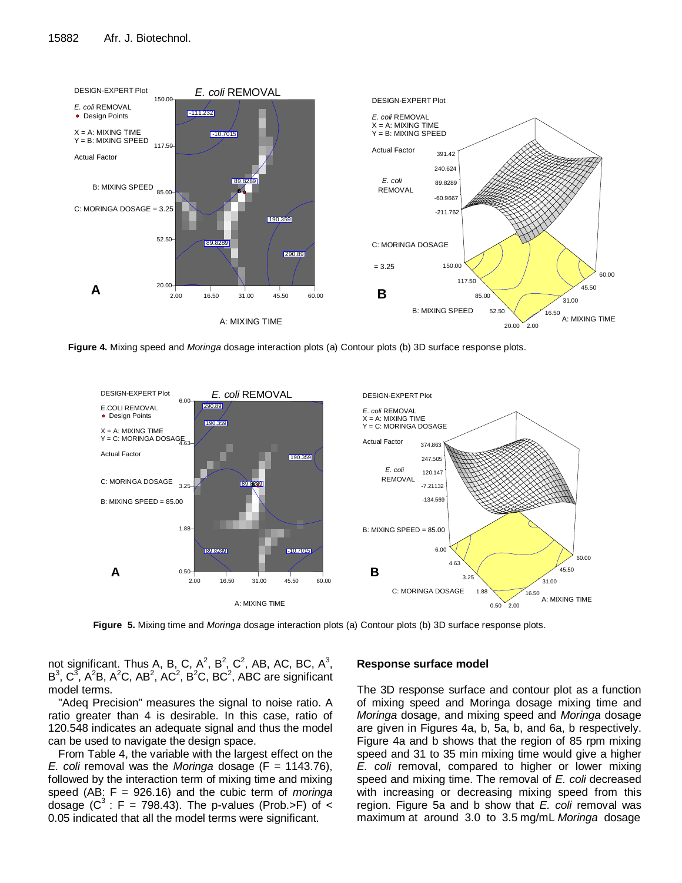Figure 4. Mixing speed and *Moringa* dosage interaction plots (a) Contour plots (b) 3D surface response plots.

Figure 5. Mixing time and *Moringa* dosage interaction plots (a) Contour plots (b) 3D surface response plots.

not significant. Thus A, B, C, $A^2$, $B^2$, $C^2$, AB, AC, BC, $A^3$, $B^3$, $C^3$, $A^2B$, $A^2C$, $AB^2$, $AC^2$, $B^2C$, $BC^2$, ABC are significant model terms.

"Adeq Precision" measures the signal to noise ratio. A ratio greater than 4 is desirable. In this case, ratio of 120.548 indicates an adequate signal and thus the model can be used to navigate the design space.

From Table 4, the variable with the largest effect on the *E. coli* removal was the *Moringa* dosage (F = 1143.76), followed by the interaction term of mixing time and mixing speed (AB: F = 926.16) and the cubic term of *moringa* dosage ($C^3$ : F = 798.43). The p-values (Prob.>F) of < 0.05 indicated that all the model terms were significant.

## Response surface model

The 3D response surface and contour plot as a function of mixing speed and Moringa dosage mixing time and *Moringa* dosage, and mixing speed and *Moringa* dosage are given in Figures 4a, b, 5a, b, and 6a, b respectively. Figure 4a and b shows that the region of 85 rpm mixing speed and 31 to 35 min mixing time would give a higher *E. coli* removal, compared to higher or lower mixing speed and mixing time. The removal of *E. coli* decreased with increasing or decreasing mixing speed from this region. Figure 5a and b show that *E. coli* removal was maximum at around 3.0 to 3.5 mg/mL *Moringa* dosage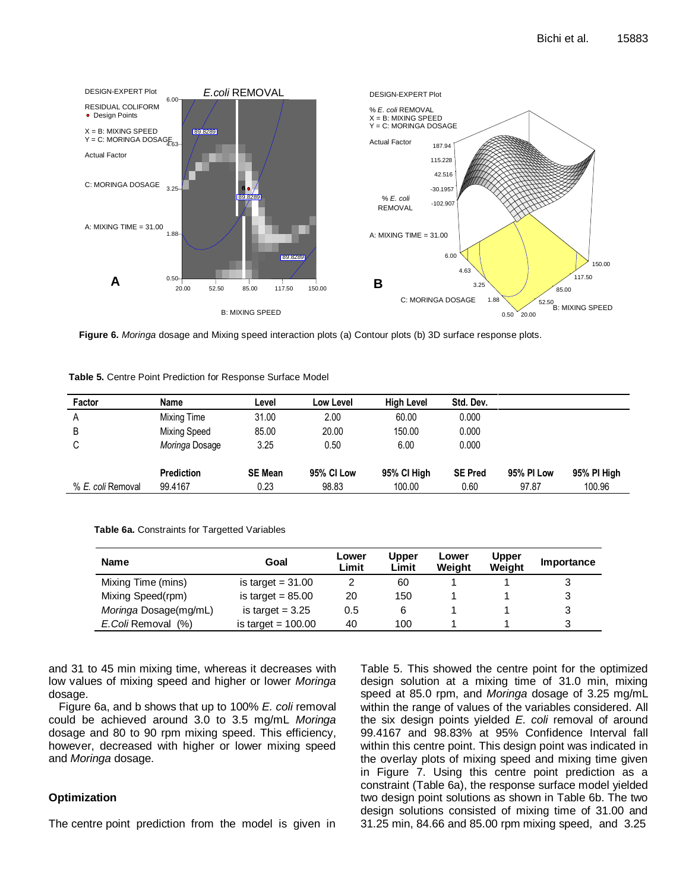**Figure 6.** *Moringa* dosage and Mixing speed interaction plots (a) Contour plots (b) 3D surface response plots.

**Table 5.** Centre Point Prediction for Response Surface Model

| Factor | Name | Level | Low Level | High Level | Std. Dev. | | |
|---|---|---|---|---|---|---|---|
| A | Mixing Time | 31.00 | 2.00 | 60.00 | 0.000 | | |
| B | Mixing Speed | 85.00 | 20.00 | 150.00 | 0.000 | | |
| C | *Moringa* Dosage | 3.25 | 0.50 | 6.00 | 0.000 | | |
| | **Prediction** | **SE Mean** | **95% CI Low** | **95% CI High** | **SE Pred** | **95% PI Low** | **95% PI High** |
| % *E. coli* Removal | 99.4167 | 0.23 | 98.83 | 100.00 | 0.60 | 97.87 | 100.96 |

**Table 6a.** Constraints for Targetted Variables

| Name | Goal | Lower Limit | Upper Limit | Lower Weight | Upper Weight | Importance |
|---|---|---|---|---|---|---|
| Mixing Time (mins) | is target = 31.00 | 2 | 60 | 1 | 1 | 3 |
| Mixing Speed(rpm) | is target = 85.00 | 20 | 150 | 1 | 1 | 3 |
| *Moringa* Dosage(mg/mL) | is target = 3.25 | 0.5 | 6 | 1 | 1 | 3 |
| *E.Coli* Removal (%) | is target = 100.00 | 40 | 100 | 1 | 1 | 3 |

and 31 to 45 min mixing time, whereas it decreases with low values of mixing speed and higher or lower *Moringa* dosage.

Figure 6a, and b shows that up to 100% *E. coli* removal could be achieved around 3.0 to 3.5 mg/mL *Moringa* dosage and 80 to 90 rpm mixing speed. This efficiency, however, decreased with higher or lower mixing speed and *Moringa* dosage.

## Optimization

The centre point prediction from the model is given in Table 5. This showed the centre point for the optimized design solution at a mixing time of 31.0 min, mixing speed at 85.0 rpm, and *Moringa* dosage of 3.25 mg/mL within the range of values of the variables considered. All the six design points yielded *E. coli* removal of around 99.4167 and 98.83% at 95% Confidence Interval fall within this centre point. This design point was indicated in the overlay plots of mixing speed and mixing time given in Figure 7. Using this centre point prediction as a constraint (Table 6a), the response surface model yielded two design point solutions as shown in Table 6b. The two design solutions consisted of mixing time of 31.00 and 31.25 min, 84.66 and 85.00 rpm mixing speed, and 3.25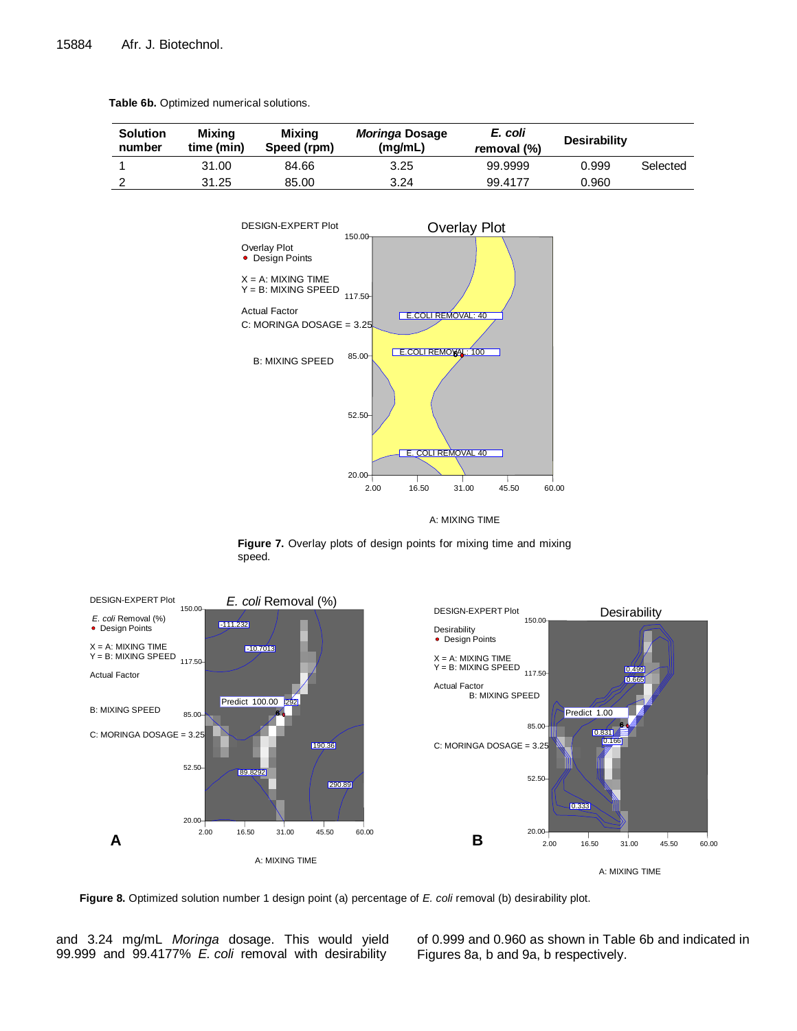**Table 6b.** Optimized numerical solutions.

| Solution number | Mixing time (min) | Mixing Speed (rpm) | *Moringa* Dosage (mg/mL) | *E. coli* removal (%) | Desirability | |
|---|---|---|---|---|---|---|
| 1 | 31.00 | 84.66 | 3.25 | 99.9999 | 0.999 | Selected |
| 2 | 31.25 | 85.00 | 3.24 | 99.4177 | 0.960 | |

**Figure 7.** Overlay plots of design points for mixing time and mixing speed.

**Figure 8.** Optimized solution number 1 design point (a) percentage of *E. coli* removal (b) desirability plot.

and 3.24 mg/mL *Moringa* dosage. This would yield 99.999 and 99.4177% *E. coli* removal with desirability of 0.999 and 0.960 as shown in Table 6b and indicated in Figures 8a, b and 9a, b respectively.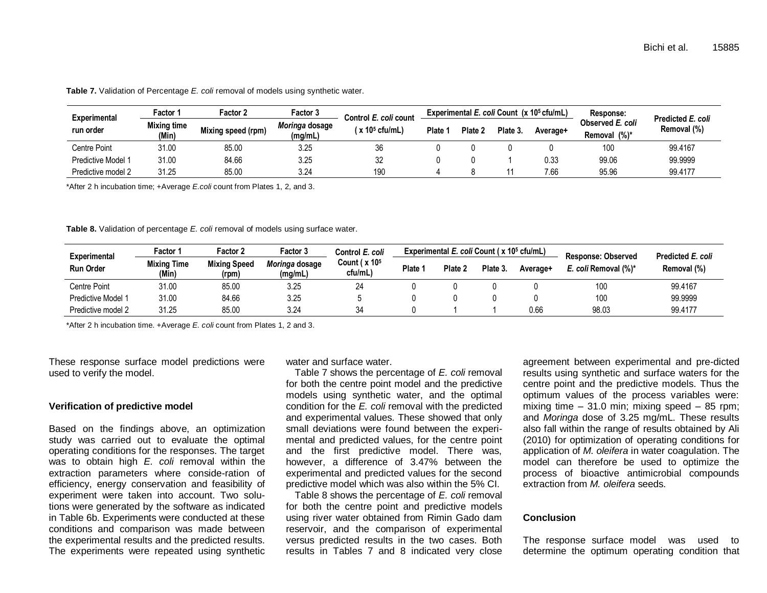**Table 7.** Validation of Percentage *E. coli* removal of models using synthetic water.

| Experimental run order | Factor 1 | Factor 2 | Factor 3 | Control *E. coli* count ( x $10^5$ cfu/mL) | Experimental *E. coli* Count (x $10^5$ cfu/mL) | | | | Response: Observed *E. coli* Removal (%)* | Predicted *E. coli* Removal (%) |
|---|---|---|---|---|---|---|---|---|---|---|
| | Mixing time (Min) | Mixing speed (rpm) | *Moringa* dosage (mg/mL) | | Plate 1 | Plate 2 | Plate 3. | Average+ | | |
| Centre Point | 31.00 | 85.00 | 3.25 | 36 | 0 | 0 | 0 | 0 | 100 | 99.4167 |
| Predictive Model 1 | 31.00 | 84.66 | 3.25 | 32 | 0 | 0 | 1 | 0.33 | 99.06 | 99.9999 |
| Predictive model 2 | 31.25 | 85.00 | 3.24 | 190 | 4 | 8 | 11 | 7.66 | 95.96 | 99.4177 |

*After 2 h incubation time; +Average *E.coli* count from Plates 1, 2, and 3.

**Table 8.** Validation of percentage *E. coli* removal of models using surface water.

| Experimental Run Order | Factor 1 | Factor 2 | Factor 3 | Control *E. coli* Count ( x $10^5$ cfu/mL) | Experimental *E. coli* Count ( x $10^5$ cfu/mL) | | | | Response: Observed *E. coli* Removal (%)* | Predicted *E. coli* Removal (%) |
|---|---|---|---|---|---|---|---|---|---|---|
| | Mixing Time (Min) | Mixing Speed (rpm) | *Moringa* dosage (mg/mL) | | Plate 1 | Plate 2 | Plate 3. | Average+ | | |
| Centre Point | 31.00 | 85.00 | 3.25 | 24 | 0 | 0 | 0 | 0 | 100 | 99.4167 |
| Predictive Model 1 | 31.00 | 84.66 | 3.25 | 5 | 0 | 0 | 0 | 0 | 100 | 99.9999 |
| Predictive model 2 | 31.25 | 85.00 | 3.24 | 34 | 0 | 1 | 1 | 0.66 | 98.03 | 99.4177 |

*After 2 h incubation time. +Average *E. coli* count from Plates 1, 2 and 3.

These response surface model predictions were used to verify the model.

### Verification of predictive model

Based on the findings above, an optimization study was carried out to evaluate the optimal operating conditions for the responses. The target was to obtain high *E. coli* removal within the extraction parameters where conside-ration of efficiency, energy conservation and feasibility of experiment were taken into account. Two solu-tions were generated by the software as indicated in Table 6b. Experiments were conducted at these conditions and comparison was made between the experimental results and the predicted results. The experiments were repeated using synthetic water and surface water.

Table 7 shows the percentage of *E. coli* removal for both the centre point model and the predictive models using synthetic water, and the optimal condition for the *E. coli* removal with the predicted and experimental values. These showed that only small deviations were found between the experi-mental and predicted values, for the centre point and the first predictive model. There was, however, a difference of 3.47% between the experimental and predicted values for the second predictive model which was also within the 5% CI.

Table 8 shows the percentage of *E. coli* removal for both the centre point and predictive models using river water obtained from Rimin Gado dam reservoir, and the comparison of experimental versus predicted results in the two cases. Both results in Tables 7 and 8 indicated very close agreement between experimental and pre-dicted results using synthetic and surface waters for the centre point and the predictive models. Thus the optimum values of the process variables were: mixing time – 31.0 min; mixing speed – 85 rpm; and *Moringa* dose of 3.25 mg/mL. These results also fall within the range of results obtained by Ali (2010) for optimization of operating conditions for application of *M. oleifera* in water coagulation. The model can therefore be used to optimize the process of bioactive antimicrobial compounds extraction from *M. oleifera* seeds.

## Conclusion

The response surface model was used to determine the optimum operating condition that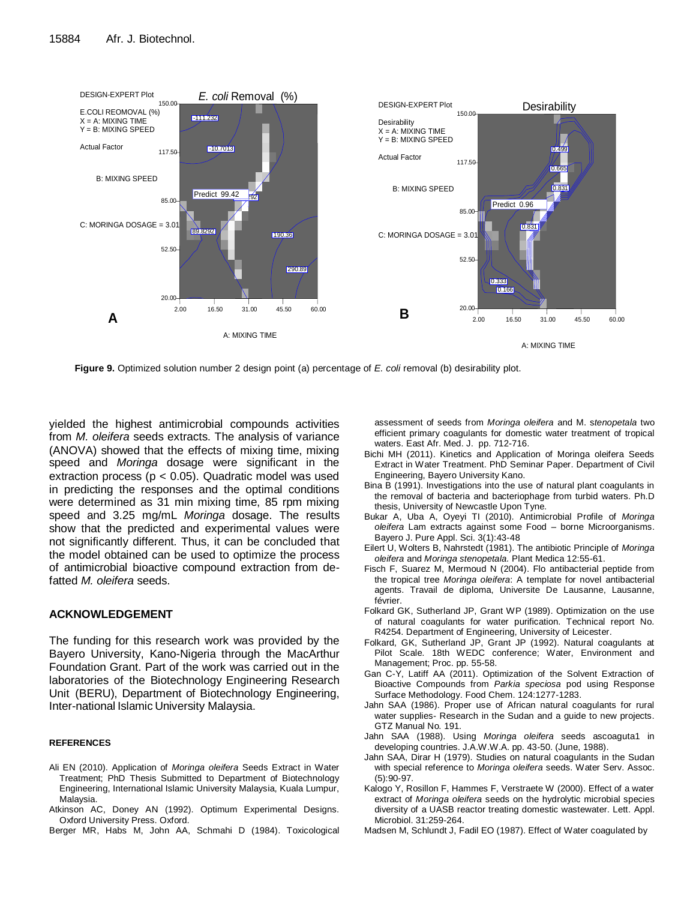**Figure 9.** Optimized solution number 2 design point (a) percentage of *E. coli* removal (b) desirability plot.

yielded the highest antimicrobial compounds activities from *M. oleifera* seeds extracts. The analysis of variance (ANOVA) showed that the effects of mixing time, mixing speed and *Moringa* dosage were significant in the extraction process ($p < 0.05$). Quadratic model was used in predicting the responses and the optimal conditions were determined as 31 min mixing time, 85 rpm mixing speed and 3.25 mg/mL *Moringa* dosage. The results show that the predicted and experimental values were not significantly different. Thus, it can be concluded that the model obtained can be used to optimize the process of antimicrobial bioactive compound extraction from de-fatted *M. oleifera* seeds.

## ACKNOWLEDGEMENT

The funding for this research work was provided by the Bayero University, Kano-Nigeria through the MacArthur Foundation Grant. Part of the work was carried out in the laboratories of the Biotechnology Engineering Research Unit (BERU), Department of Biotechnology Engineering, Inter-national Islamic University Malaysia.

## REFERENCES

Ali EN (2010). Application of *Moringa oleifera* Seeds Extract in Water Treatment; PhD Thesis Submitted to Department of Biotechnology Engineering, International Islamic University Malaysia, Kuala Lumpur, Malaysia.

Atkinson AC, Doney AN (1992). Optimum Experimental Designs. Oxford University Press. Oxford.

Berger MR, Habs M, John AA, Schmahi D (1984). Toxicological assessment of seeds from *Moringa oleifera* and M. s*tenopetala* two efficient primary coagulants for domestic water treatment of tropical waters. East Afr. Med. J. pp. 712-716.

Bichi MH (2011). Kinetics and Application of Moringa oleifera Seeds Extract in Water Treatment. PhD Seminar Paper. Department of Civil Engineering, Bayero University Kano.

Bina B (1991). Investigations into the use of natural plant coagulants in the removal of bacteria and bacteriophage from turbid waters. Ph.D thesis, University of Newcastle Upon Tyne.

Bukar A, Uba A, Oyeyi TI (2010). Antimicrobial Profile of *Moringa oleifera* Lam extracts against some Food – borne Microorganisms. Bayero J. Pure Appl. Sci. 3(1):43-48

Eilert U, Wolters B, Nahrstedt (1981). The antibiotic Principle of *Moringa oleifera* and *Moringa stenopetala.* Plant Medica 12:55-61.

Fisch F, Suarez M, Mermoud N (2004). Flo antibacterial peptide from the tropical tree *Moringa oleifera*: A template for novel antibacterial agents. Travail de diploma, Universite De Lausanne, Lausanne, février.

Folkard GK, Sutherland JP, Grant WP (1989). Optimization on the use of natural coagulants for water purification. Technical report No. R4254. Department of Engineering, University of Leicester.

Folkard, GK, Sutherland JP, Grant JP (1992). Natural coagulants at Pilot Scale. 18th WEDC conference; Water, Environment and Management; Proc. pp. 55-58.

Gan C-Y, Latiff AA (2011). Optimization of the Solvent Extraction of Bioactive Compounds from *Parkia speciosa* pod using Response Surface Methodology. Food Chem. 124:1277-1283.

Jahn SAA (1986). Proper use of African natural coagulants for rural water supplies- Research in the Sudan and a guide to new projects. GTZ Manual No. 191.

Jahn SAA (1988). Using *Moringa oleifera* seeds ascoaguta1 in developing countries. J.A.W.W.A. pp. 43-50. (June, 1988).

Jahn SAA, Dirar H (1979). Studies on natural coagulants in the Sudan with special reference to *Moringa oleifera* seeds. Water Serv. Assoc. (5):90-97.

Kalogo Y, Rosillon F, Hammes F, Verstraete W (2000). Effect of a water extract of *Moringa oleifera* seeds on the hydrolytic microbial species diversity of a UASB reactor treating domestic wastewater. Lett. Appl. Microbiol. 31:259-264.

Madsen M, Schlundt J, Fadil EO (1987). Effect of Water coagulated by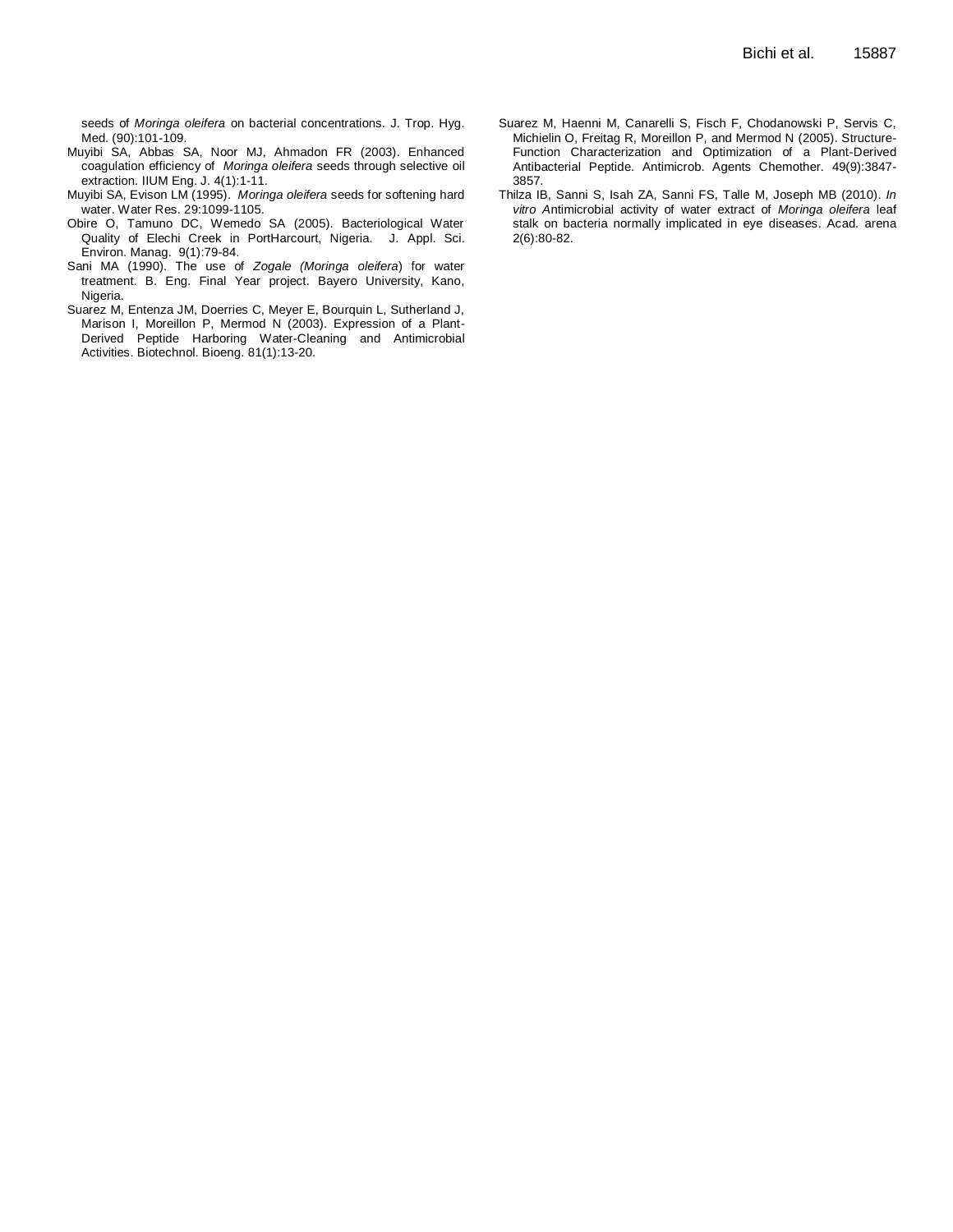seeds of *Moringa oleifera* on bacterial concentrations. J. Trop. Hyg. Med. (90):101-109.

Muyibi SA, Abbas SA, Noor MJ, Ahmadon FR (2003). Enhanced coagulation efficiency of *Moringa oleifera* seeds through selective oil extraction. IIUM Eng. J. 4(1):1-11.

Muyibi SA, Evison LM (1995). *Moringa oleifera* seeds for softening hard water. Water Res. 29:1099-1105.

Obire O, Tamuno DC, Wemedo SA (2005). Bacteriological Water Quality of Elechi Creek in PortHarcourt, Nigeria. J. Appl. Sci. Environ. Manag. 9(1):79-84.

Sani MA (1990). The use of *Zogale (Moringa oleifera*) for water treatment. B. Eng. Final Year project. Bayero University, Kano, Nigeria.

Suarez M, Entenza JM, Doerries C, Meyer E, Bourquin L, Sutherland J, Marison I, Moreillon P, Mermod N (2003). Expression of a Plant-Derived Peptide Harboring Water-Cleaning and Antimicrobial Activities. Biotechnol. Bioeng. 81(1):13-20.

Suarez M, Haenni M, Canarelli S, Fisch F, Chodanowski P, Servis C, Michielin O, Freitag R, Moreillon P, and Mermod N (2005). Structure-Function Characterization and Optimization of a Plant-Derived Antibacterial Peptide. Antimicrob. Agents Chemother. 49(9):3847-3857.

Thilza IB, Sanni S, Isah ZA, Sanni FS, Talle M, Joseph MB (2010). *In vitro A*ntimicrobial activity of water extract of *Moringa oleifera* leaf stalk on bacteria normally implicated in eye diseases. Acad. arena 2(6):80-82.